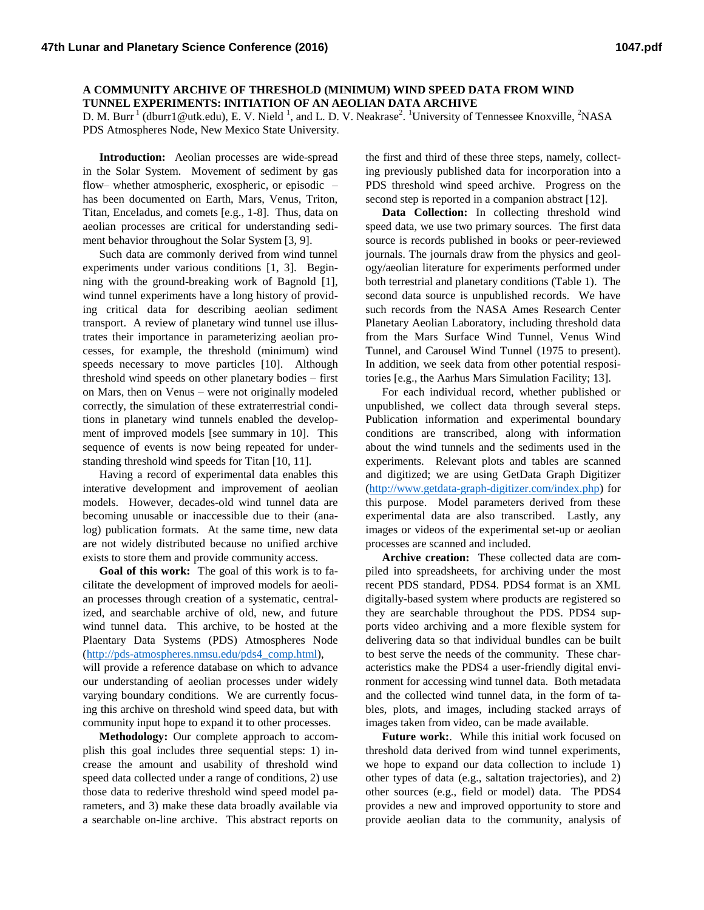# A COMMUNITY ARCHIVE OF THRESHOLD (MINIMUM) WIND SPEED DATA FROM WIND TUNNEL EXPERIMENTS: INITIATION OF AN AEOLIAN DATA ARCHIVE

D. M. Burr[1] (dburr1@utk.edu), E. V. Nield[1], and L. D. V. Neakrase[2]. [1]University of Tennessee Knoxville, [2]NASA PDS Atmospheres Node, New Mexico State University.

**Introduction:** Aeolian processes are wide-spread in the Solar System. Movement of sediment by gas flow– whether atmospheric, exospheric, or episodic – has been documented on Earth, Mars, Venus, Triton, Titan, Enceladus, and comets [e.g., 1-8]. Thus, data on aeolian processes are critical for understanding sediment behavior throughout the Solar System [3, 9].

Such data are commonly derived from wind tunnel experiments under various conditions [1, 3]. Beginning with the ground-breaking work of Bagnold [1], wind tunnel experiments have a long history of providing critical data for describing aeolian sediment transport. A review of planetary wind tunnel use illustrates their importance in parameterizing aeolian processes, for example, the threshold (minimum) wind speeds necessary to move particles [10]. Although threshold wind speeds on other planetary bodies – first on Mars, then on Venus – were not originally modeled correctly, the simulation of these extraterrestrial conditions in planetary wind tunnels enabled the development of improved models [see summary in 10]. This sequence of events is now being repeated for understanding threshold wind speeds for Titan [10, 11].

Having a record of experimental data enables this interative development and improvement of aeolian models. However, decades-old wind tunnel data are becoming unusable or inaccessible due to their (analog) publication formats. At the same time, new data are not widely distributed because no unified archive exists to store them and provide community access.

**Goal of this work:** The goal of this work is to facilitate the development of improved models for aeolian processes through creation of a systematic, centralized, and searchable archive of old, new, and future wind tunnel data. This archive, to be hosted at the Plaentary Data Systems (PDS) Atmospheres Node (http://pds-atmospheres.nmsu.edu/pds4_comp.html), will provide a reference database on which to advance our understanding of aeolian processes under widely varying boundary conditions. We are currently focusing this archive on threshold wind speed data, but with community input hope to expand it to other processes.

**Methodology:** Our complete approach to accomplish this goal includes three sequential steps: 1) increase the amount and usability of threshold wind speed data collected under a range of conditions, 2) use those data to rederive threshold wind speed model parameters, and 3) make these data broadly available via a searchable on-line archive. This abstract reports on the first and third of these three steps, namely, collecting previously published data for incorporation into a PDS threshold wind speed archive. Progress on the second step is reported in a companion abstract [12].

**Data Collection:** In collecting threshold wind speed data, we use two primary sources. The first data source is records published in books or peer-reviewed journals. The journals draw from the physics and geology/aeolian literature for experiments performed under both terrestrial and planetary conditions (Table 1). The second data source is unpublished records. We have such records from the NASA Ames Research Center Planetary Aeolian Laboratory, including threshold data from the Mars Surface Wind Tunnel, Venus Wind Tunnel, and Carousel Wind Tunnel (1975 to present). In addition, we seek data from other potential respositories [e.g., the Aarhus Mars Simulation Facility; 13].

For each individual record, whether published or unpublished, we collect data through several steps. Publication information and experimental boundary conditions are transcribed, along with information about the wind tunnels and the sediments used in the experiments. Relevant plots and tables are scanned and digitized; we are using GetData Graph Digitizer (http://www.getdata-graph-digitizer.com/index.php) for this purpose. Model parameters derived from these experimental data are also transcribed. Lastly, any images or videos of the experimental set-up or aeolian processes are scanned and included.

**Archive creation:** These collected data are compiled into spreadsheets, for archiving under the most recent PDS standard, PDS4. PDS4 format is an XML digitally-based system where products are registered so they are searchable throughout the PDS. PDS4 supports video archiving and a more flexible system for delivering data so that individual bundles can be built to best serve the needs of the community. These characteristics make the PDS4 a user-friendly digital environment for accessing wind tunnel data. Both metadata and the collected wind tunnel data, in the form of tables, plots, and images, including stacked arrays of images taken from video, can be made available.

**Future work:**. While this initial work focused on threshold data derived from wind tunnel experiments, we hope to expand our data collection to include 1) other types of data (e.g., saltation trajectories), and 2) other sources (e.g., field or model) data. The PDS4 provides a new and improved opportunity to store and provide aeolian data to the community, analysis of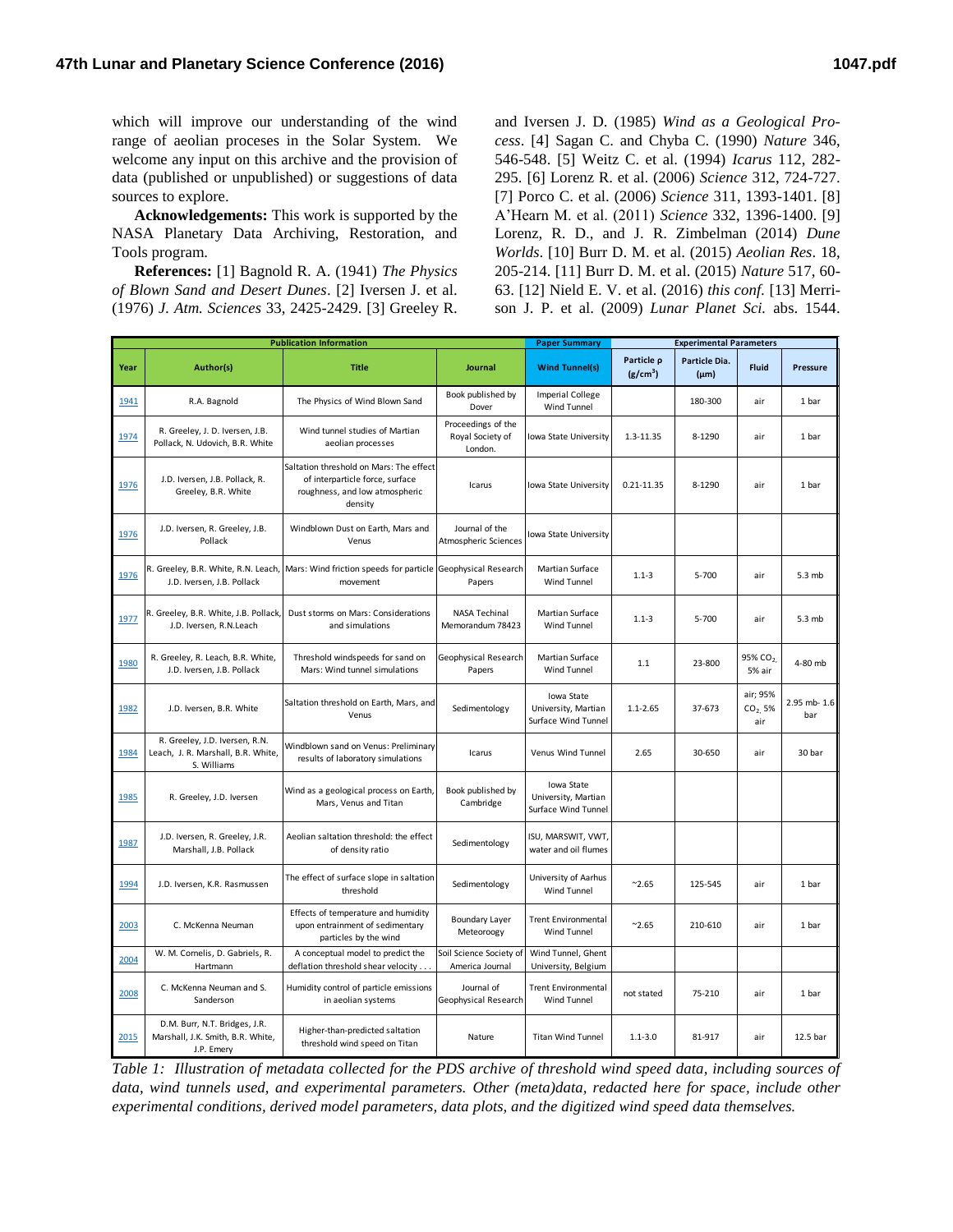which will improve our understanding of the wind range of aeolian processes in the Solar System. We welcome any input on this archive and the provision of data (published or unpublished) or suggestions of data sources to explore.

**Acknowledgements:** This work is supported by the NASA Planetary Data Archiving, Restoration, and Tools program.

**References:** [1] Bagnold R. A. (1941) *The Physics of Blown Sand and Desert Dunes*. [2] Iversen J. et al. (1976) *J. Atm. Sciences* 33, 2425-2429. [3] Greeley R. and Iversen J. D. (1985) *Wind as a Geological Process*. [4] Sagan C. and Chyba C. (1990) *Nature* 346, 546-548. [5] Weitz C. et al. (1994) *Icarus* 112, 282-295. [6] Lorenz R. et al. (2006) *Science* 312, 724-727. [7] Porco C. et al. (2006) *Science* 311, 1393-1401. [8] A'Hearn M. et al. (2011) *Science* 332, 1396-1400. [9] Lorenz, R. D., and J. R. Zimbelman (2014) *Dune Worlds*. [10] Burr D. M. et al. (2015) *Aeolian Res*. 18, 205-214. [11] Burr D. M. et al. (2015) *Nature* 517, 60-63. [12] Nield E. V. et al. (2016) *this conf.* [13] Merrison J. P. et al. (2009) *Lunar Planet Sci.* abs. 1544.

| Publication Information | | | | Paper Summary | Experimental Parameters | | | |
|---|---|---|---|---|---|---|---|---|
| Year | Author(s) | Title | Journal | Wind Tunnel(s) | Particle ρ ($g/cm^3$) | Particle Dia. (μm) | Fluid | Pressure |
| 1941 | R.A. Bagnold | The Physics of Wind Blown Sand | Book published by Dover | Imperial College Wind Tunnel | | 180-300 | air | 1 bar |
| 1974 | R. Greeley, J. D. Iversen, J.B. Pollack, N. Udovich, B.R. White | Wind tunnel studies of Martian aeolian processes | Proceedings of the Royal Society of London. | Iowa State University | 1.3-11.35 | 8-1290 | air | 1 bar |
| 1976 | J.D. Iversen, J.B. Pollack, R. Greeley, B.R. White | Saltation threshold on Mars: The effect of interparticle force, surface roughness, and low atmospheric density | Icarus | Iowa State University | 0.21-11.35 | 8-1290 | air | 1 bar |
| 1976 | J.D. Iversen, R. Greeley, J.B. Pollack | Windblown Dust on Earth, Mars and Venus | Journal of the Atmospheric Sciences | Iowa State University | | | | |
| 1976 | R. Greeley, B.R. White, R.N. Leach, J.D. Iversen, J.B. Pollack | Mars: Wind friction speeds for particle movement | Geophysical Research Papers | Martian Surface Wind Tunnel | 1.1-3 | 5-700 | air | 5.3 mb |
| 1977 | R. Greeley, B.R. White, J.B. Pollack, J.D. Iversen, R.N.Leach | Dust storms on Mars: Considerations and simulations | NASA Techinal Memorandum 78423 | Martian Surface Wind Tunnel | 1.1-3 | 5-700 | air | 5.3 mb |
| 1980 | R. Greeley, R. Leach, B.R. White, J.D. Iversen, J.B. Pollack | Threshold windspeeds for sand on Mars: Wind tunnel simulations | Geophysical Research Papers | Martian Surface Wind Tunnel | 1.1 | 23-800 | 95% $CO_2$, 5% air | 4-80 mb |
| 1982 | J.D. Iversen, B.R. White | Saltation threshold on Earth, Mars, and Venus | Sedimentology | Iowa State University, Martian Surface Wind Tunnel | 1.1-2.65 | 37-673 | air; 95% $CO_2$, 5% air | 2.95 mb- 1.6 bar |
| 1984 | R. Greeley, J.D. Iversen, R.N. Leach, J. R. Marshall, B.R. White, S. Williams | Windblown sand on Venus: Preliminary results of laboratory simulations | Icarus | Venus Wind Tunnel | 2.65 | 30-650 | air | 30 bar |
| 1985 | R. Greeley, J.D. Iversen | Wind as a geological process on Earth, Mars, Venus and Titan | Book published by Cambridge | Iowa State University, Martian Surface Wind Tunnel | | | | |
| 1987 | J.D. Iversen, R. Greeley, J.R. Marshall, J.B. Pollack | Aeolian saltation threshold: the effect of density ratio | Sedimentology | ISU, MARSWIT, VWT, water and oil flumes | | | | |
| 1994 | J.D. Iversen, K.R. Rasmussen | The effect of surface slope in saltation threshold | Sedimentology | University of Aarhus Wind Tunnel | ~2.65 | 125-545 | air | 1 bar |
| 2003 | C. McKenna Neuman | Effects of temperature and humidity upon entrainment of sedimentary particles by the wind | Boundary Layer Meteoroogy | Trent Environmental Wind Tunnel | ~2.65 | 210-610 | air | 1 bar |
| 2004 | W. M. Cornelis, D. Gabriels, R. Hartmann | A conceptual model to predict the deflation threshold shear velocity . . . | Soil Science Society of America Journal | Wind Tunnel, Ghent University, Belgium | | | | |
| 2008 | C. McKenna Neuman and S. Sanderson | Humidity control of particle emissions in aeolian systems | Journal of Geophysical Research | Trent Environmental Wind Tunnel | not stated | 75-210 | air | 1 bar |
| 2015 | D.M. Burr, N.T. Bridges, J.R. Marshall, J.K. Smith, B.R. White, J.P. Emery | Higher-than-predicted saltation threshold wind speed on Titan | Nature | Titan Wind Tunnel | 1.1-3.0 | 81-917 | air | 12.5 bar |

*Table 1: Illustration of metadata collected for the PDS archive of threshold wind speed data, including sources of data, wind tunnels used, and experimental parameters. Other (meta)data, redacted here for space, include other experimental conditions, derived model parameters, data plots, and the digitized wind speed data themselves.*